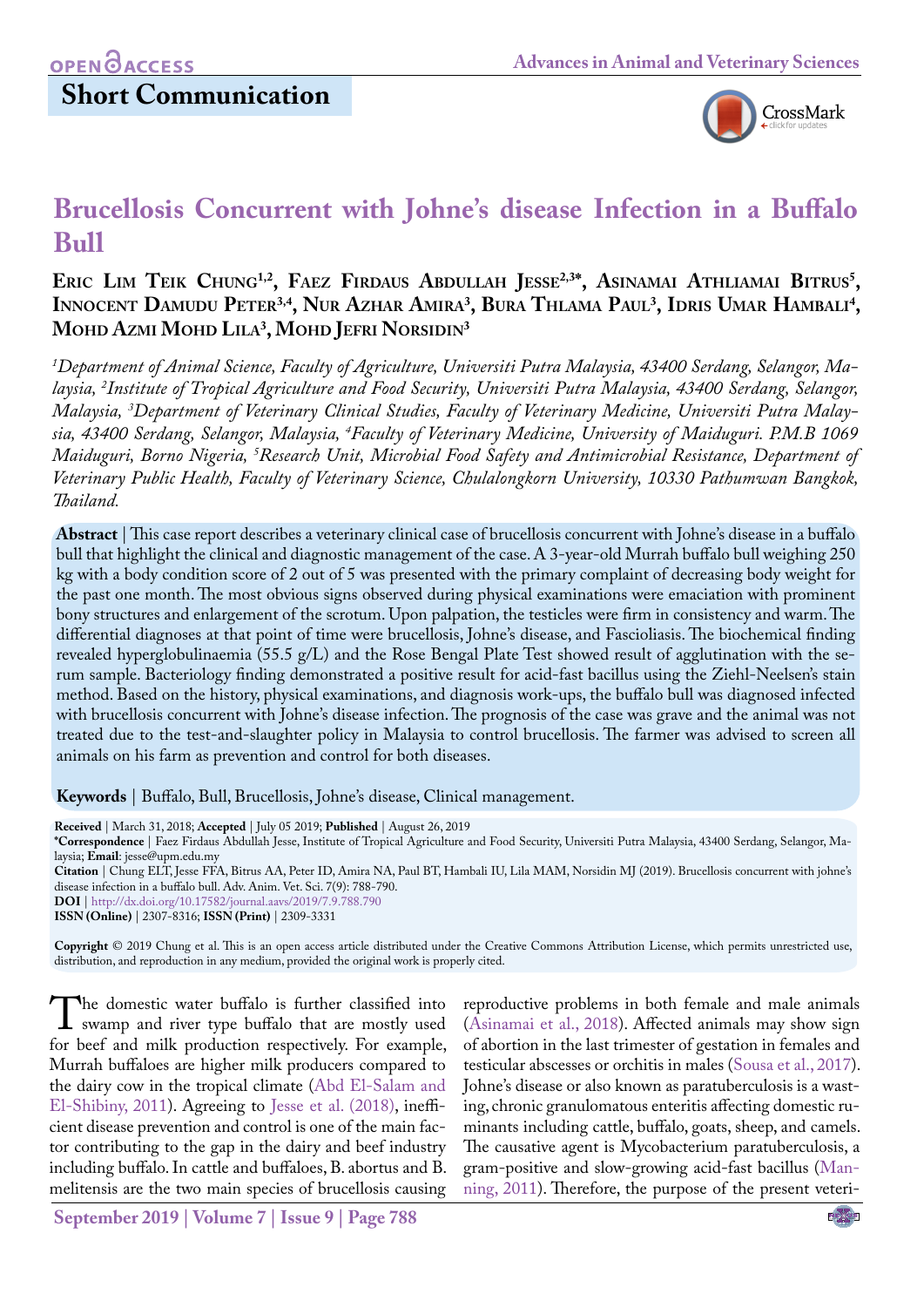**OPEN ACCESS**

## Short Communication

# Brucellosis Concurrent with Johne's disease Infection in a Buffalo Bull

**Eric Lim Teik Chung[1,2], Faez Firdaus Abdullah Jesse[2,3*], Asinamai Athliamai Bitrus[5], Innocent Damudu Peter[3,4], Nur Azhar Amira[3], Bura Thlama Paul[3], Idris Umar Hambali[4], Mohd Azmi Mohd Lila[3], Mohd Jefri Norsidin[3]**

*[1]Department of Animal Science, Faculty of Agriculture, Universiti Putra Malaysia, 43400 Serdang, Selangor, Malaysia, [2]Institute of Tropical Agriculture and Food Security, Universiti Putra Malaysia, 43400 Serdang, Selangor, Malaysia, [3]Department of Veterinary Clinical Studies, Faculty of Veterinary Medicine, Universiti Putra Malaysia, 43400 Serdang, Selangor, Malaysia, [4]Faculty of Veterinary Medicine, University of Maiduguri. P.M.B 1069 Maiduguri, Borno Nigeria, [5]Research Unit, Microbial Food Safety and Antimicrobial Resistance, Department of Veterinary Public Health, Faculty of Veterinary Science, Chulalongkorn University, 10330 Pathumwan Bangkok, Thailand.*

**Abstract** | This case report describes a veterinary clinical case of brucellosis concurrent with Johne's disease in a buffalo bull that highlight the clinical and diagnostic management of the case. A 3-year-old Murrah buffalo bull weighing 250 kg with a body condition score of 2 out of 5 was presented with the primary complaint of decreasing body weight for the past one month. The most obvious signs observed during physical examinations were emaciation with prominent bony structures and enlargement of the scrotum. Upon palpation, the testicles were firm in consistency and warm. The differential diagnoses at that point of time were brucellosis, Johne's disease, and Fascioliasis. The biochemical finding revealed hyperglobulinaemia (55.5 g/L) and the Rose Bengal Plate Test showed result of agglutination with the serum sample. Bacteriology finding demonstrated a positive result for acid-fast bacillus using the Ziehl-Neelsen's stain method. Based on the history, physical examinations, and diagnosis work-ups, the buffalo bull was diagnosed infected with brucellosis concurrent with Johne's disease infection. The prognosis of the case was grave and the animal was not treated due to the test-and-slaughter policy in Malaysia to control brucellosis. The farmer was advised to screen all animals on his farm as prevention and control for both diseases.

**Keywords** | Buffalo, Bull, Brucellosis, Johne's disease, Clinical management.

**Received** | March 31, 2018; **Accepted** | July 05 2019; **Published** | August 26, 2019
**\*Correspondence** | Faez Firdaus Abdullah Jesse, Institute of Tropical Agriculture and Food Security, Universiti Putra Malaysia, 43400 Serdang, Selangor, Malaysia; **Email**: jesse@upm.edu.my
**Citation** | Chung ELT, Jesse FFA, Bitrus AA, Peter ID, Amira NA, Paul BT, Hambali IU, Lila MAM, Norsidin MJ (2019). Brucellosis concurrent with johne's disease infection in a buffalo bull. Adv. Anim. Vet. Sci. 7(9): 788-790.
**DOI** | http://dx.doi.org/10.17582/journal.aavs/2019/7.9.788.790
**ISSN (Online)** | 2307-8316; **ISSN (Print)** | 2309-3331

**Copyright** © 2019 Chung et al. This is an open access article distributed under the Creative Commons Attribution License, which permits unrestricted use, distribution, and reproduction in any medium, provided the original work is properly cited.

The domestic water buffalo is further classified into swamp and river type buffalo that are mostly used for beef and milk production respectively. For example, Murrah buffaloes are higher milk producers compared to the dairy cow in the tropical climate (Abd El-Salam and El-Shibiny, 2011). Agreeing to Jesse et al. (2018), inefficient disease prevention and control is one of the main factor contributing to the gap in the dairy and beef industry including buffalo. In cattle and buffaloes, B. abortus and B. melitensis are the two main species of brucellosis causing reproductive problems in both female and male animals (Asinamai et al., 2018). Affected animals may show sign of abortion in the last trimester of gestation in females and testicular abscesses or orchitis in males (Sousa et al., 2017). Johne's disease or also known as paratuberculosis is a wasting, chronic granulomatous enteritis affecting domestic ruminants including cattle, buffalo, goats, sheep, and camels. The causative agent is Mycobacterium paratuberculosis, a gram-positive and slow-growing acid-fast bacillus (Manning, 2011). Therefore, the purpose of the present veteri-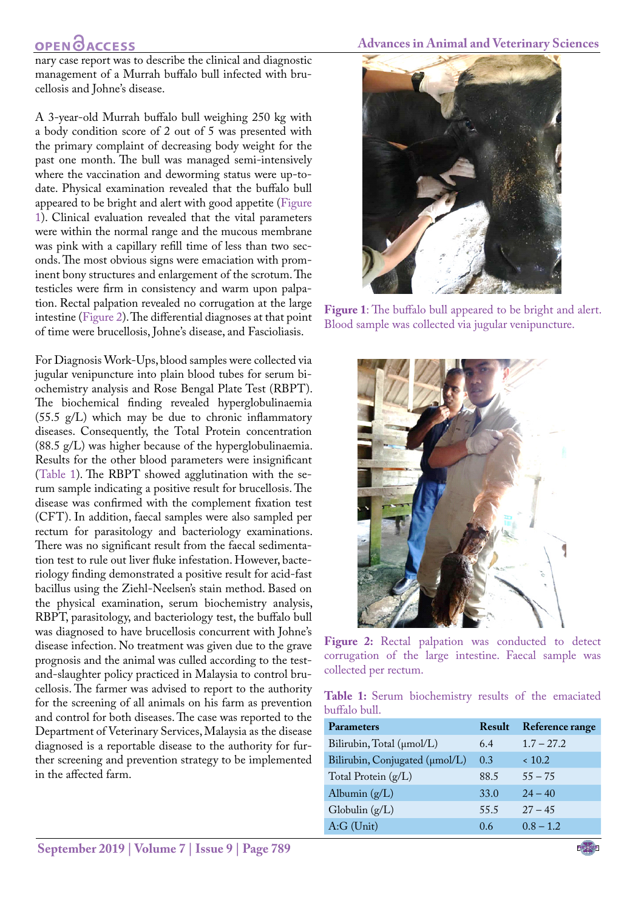nary case report was to describe the clinical and diagnostic management of a Murrah buffalo bull infected with brucellosis and Johne's disease.

A 3-year-old Murrah buffalo bull weighing 250 kg with a body condition score of 2 out of 5 was presented with the primary complaint of decreasing body weight for the past one month. The bull was managed semi-intensively where the vaccination and deworming status were up-to-date. Physical examination revealed that the buffalo bull appeared to be bright and alert with good appetite (Figure 1). Clinical evaluation revealed that the vital parameters were within the normal range and the mucous membrane was pink with a capillary refill time of less than two seconds. The most obvious signs were emaciation with prominent bony structures and enlargement of the scrotum. The testicles were firm in consistency and warm upon palpation. Rectal palpation revealed no corrugation at the large intestine (Figure 2). The differential diagnoses at that point of time were brucellosis, Johne's disease, and Fascioliasis.

For Diagnosis Work-Ups, blood samples were collected via jugular venipuncture into plain blood tubes for serum biochemistry analysis and Rose Bengal Plate Test (RBPT). The biochemical finding revealed hyperglobulinaemia (55.5 g/L) which may be due to chronic inflammatory diseases. Consequently, the Total Protein concentration (88.5 g/L) was higher because of the hyperglobulinaemia. Results for the other blood parameters were insignificant (Table 1). The RBPT showed agglutination with the serum sample indicating a positive result for brucellosis. The disease was confirmed with the complement fixation test (CFT). In addition, faecal samples were also sampled per rectum for parasitology and bacteriology examinations. There was no significant result from the faecal sedimentation test to rule out liver fluke infestation. However, bacteriology finding demonstrated a positive result for acid-fast bacillus using the Ziehl-Neelsen's stain method. Based on the physical examination, serum biochemistry analysis, RBPT, parasitology, and bacteriology test, the buffalo bull was diagnosed to have brucellosis concurrent with Johne's disease infection. No treatment was given due to the grave prognosis and the animal was culled according to the test-and-slaughter policy practiced in Malaysia to control brucellosis. The farmer was advised to report to the authority for the screening of all animals on his farm as prevention and control for both diseases. The case was reported to the Department of Veterinary Services, Malaysia as the disease diagnosed is a reportable disease to the authority for further screening and prevention strategy to be implemented in the affected farm.

**Figure 1**: The buffalo bull appeared to be bright and alert. Blood sample was collected via jugular venipuncture.

**Figure 2:** Rectal palpation was conducted to detect corrugation of the large intestine. Faecal sample was collected per rectum.

**Table 1:** Serum biochemistry results of the emaciated buffalo bull.

| Parameters | Result | Reference range |
|---|---|---|
| Bilirubin, Total (μmol/L) | 6.4 | 1.7 – 27.2 |
| Bilirubin, Conjugated (μmol/L) | 0.3 | < 10.2 |
| Total Protein (g/L) | 88.5 | 55 – 75 |
| Albumin (g/L) | 33.0 | 24 – 40 |
| Globulin (g/L) | 55.5 | 27 – 45 |
| A:G (Unit) | 0.6 | 0.8 – 1.2 |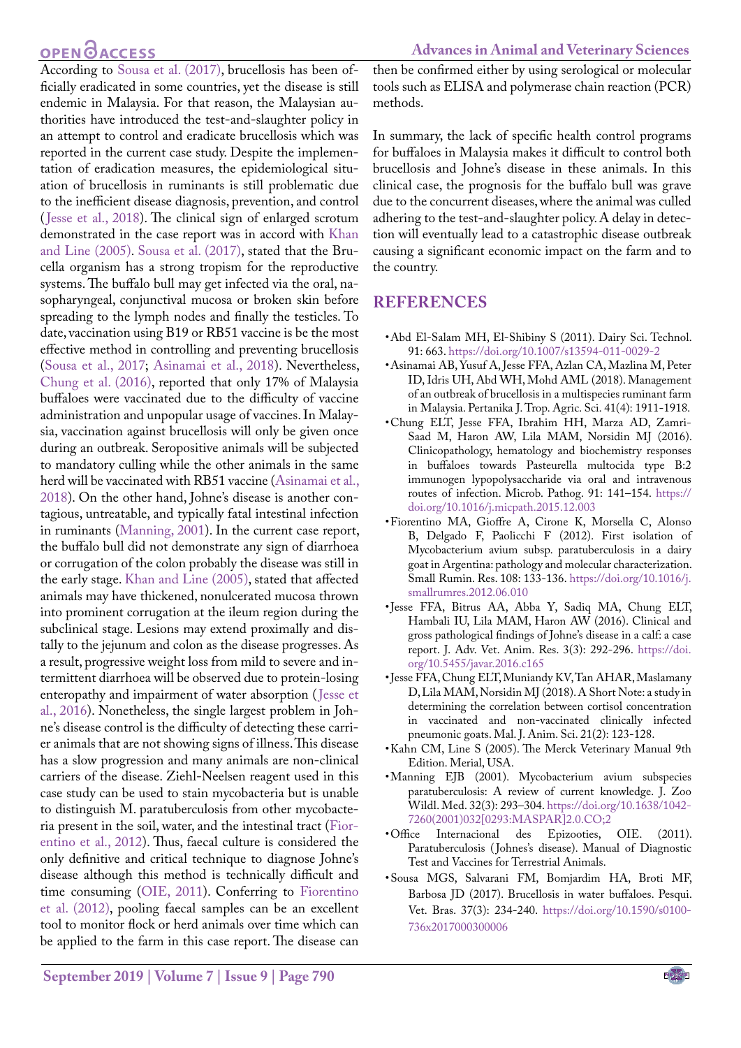According to Sousa et al. (2017), brucellosis has been officially eradicated in some countries, yet the disease is still endemic in Malaysia. For that reason, the Malaysian authorities have introduced the test-and-slaughter policy in an attempt to control and eradicate brucellosis which was reported in the current case study. Despite the implementation of eradication measures, the epidemiological situation of brucellosis in ruminants is still problematic due to the inefficient disease diagnosis, prevention, and control (Jesse et al., 2018). The clinical sign of enlarged scrotum demonstrated in the case report was in accord with Khan and Line (2005). Sousa et al. (2017), stated that the Brucella organism has a strong tropism for the reproductive systems. The buffalo bull may get infected via the oral, nasopharyngeal, conjunctival mucosa or broken skin before spreading to the lymph nodes and finally the testicles. To date, vaccination using B19 or RB51 vaccine is be the most effective method in controlling and preventing brucellosis (Sousa et al., 2017; Asinamai et al., 2018). Nevertheless, Chung et al. (2016), reported that only 17% of Malaysia buffaloes were vaccinated due to the difficulty of vaccine administration and unpopular usage of vaccines. In Malaysia, vaccination against brucellosis will only be given once during an outbreak. Seropositive animals will be subjected to mandatory culling while the other animals in the same herd will be vaccinated with RB51 vaccine (Asinamai et al., 2018). On the other hand, Johne's disease is another contagious, untreatable, and typically fatal intestinal infection in ruminants (Manning, 2001). In the current case report, the buffalo bull did not demonstrate any sign of diarrhoea or corrugation of the colon probably the disease was still in the early stage. Khan and Line (2005), stated that affected animals may have thickened, nonulcerated mucosa thrown into prominent corrugation at the ileum region during the subclinical stage. Lesions may extend proximally and distally to the jejunum and colon as the disease progresses. As a result, progressive weight loss from mild to severe and intermittent diarrhoea will be observed due to protein-losing enteropathy and impairment of water absorption (Jesse et al., 2016). Nonetheless, the single largest problem in Johne's disease control is the difficulty of detecting these carrier animals that are not showing signs of illness. This disease has a slow progression and many animals are non-clinical carriers of the disease. Ziehl-Neelsen reagent used in this case study can be used to stain mycobacteria but is unable to distinguish M. paratuberculosis from other mycobacteria present in the soil, water, and the intestinal tract (Fiorentino et al., 2012). Thus, faecal culture is considered the only definitive and critical technique to diagnose Johne's disease although this method is technically difficult and time consuming (OIE, 2011). Conferring to Fiorentino et al. (2012), pooling faecal samples can be an excellent tool to monitor flock or herd animals over time which can be applied to the farm in this case report. The disease can then be confirmed either by using serological or molecular tools such as ELISA and polymerase chain reaction (PCR) methods.

In summary, the lack of specific health control programs for buffaloes in Malaysia makes it difficult to control both brucellosis and Johne's disease in these animals. In this clinical case, the prognosis for the buffalo bull was grave due to the concurrent diseases, where the animal was culled adhering to the test-and-slaughter policy. A delay in detection will eventually lead to a catastrophic disease outbreak causing a significant economic impact on the farm and to the country.

## REFERENCES

- Abd El-Salam MH, El-Shibiny S (2011). Dairy Sci. Technol. 91: 663. https://doi.org/10.1007/s13594-011-0029-2
- Asinamai AB, Yusuf A, Jesse FFA, Azlan CA, Mazlina M, Peter ID, Idris UH, Abd WH, Mohd AML (2018). Management of an outbreak of brucellosis in a multispecies ruminant farm in Malaysia. Pertanika J. Trop. Agric. Sci. 41(4): 1911-1918.
- Chung ELT, Jesse FFA, Ibrahim HH, Marza AD, Zamri-Saad M, Haron AW, Lila MAM, Norsidin MJ (2016). Clinicopathology, hematology and biochemistry responses in buffaloes towards Pasteurella multocida type B:2 immunogen lypopolysaccharide via oral and intravenous routes of infection. Microb. Pathog. 91: 141–154. https://doi.org/10.1016/j.micpath.2015.12.003
- Fiorentino MA, Gioffre A, Cirone K, Morsella C, Alonso B, Delgado F, Paolicchi F (2012). First isolation of Mycobacterium avium subsp. paratuberculosis in a dairy goat in Argentina: pathology and molecular characterization. Small Rumin. Res. 108: 133-136. https://doi.org/10.1016/j.smallrumres.2012.06.010
- Jesse FFA, Bitrus AA, Abba Y, Sadiq MA, Chung ELT, Hambali IU, Lila MAM, Haron AW (2016). Clinical and gross pathological findings of Johne's disease in a calf: a case report. J. Adv. Vet. Anim. Res. 3(3): 292-296. https://doi.org/10.5455/javar.2016.c165
- Jesse FFA, Chung ELT, Muniandy KV, Tan AHAR, Maslamany D, Lila MAM, Norsidin MJ (2018). A Short Note: a study in determining the correlation between cortisol concentration in vaccinated and non-vaccinated clinically infected pneumonic goats. Mal. J. Anim. Sci. 21(2): 123-128.
- Kahn CM, Line S (2005). The Merck Veterinary Manual 9th Edition. Merial, USA.
- Manning EJB (2001). Mycobacterium avium subspecies paratuberculosis: A review of current knowledge. J. Zoo Wildl. Med. 32(3): 293–304. https://doi.org/10.1638/1042-7260(2001)032[0293:MASPAR]2.0.CO;2
- Office Internacional des Epizooties, OIE. (2011). Paratuberculosis (Johnes's disease). Manual of Diagnostic Test and Vaccines for Terrestrial Animals.
- Sousa MGS, Salvarani FM, Bomjardim HA, Broti MF, Barbosa JD (2017). Brucellosis in water buffaloes. Pesqui. Vet. Bras. 37(3): 234-240. https://doi.org/10.1590/s0100-736x2017000300006